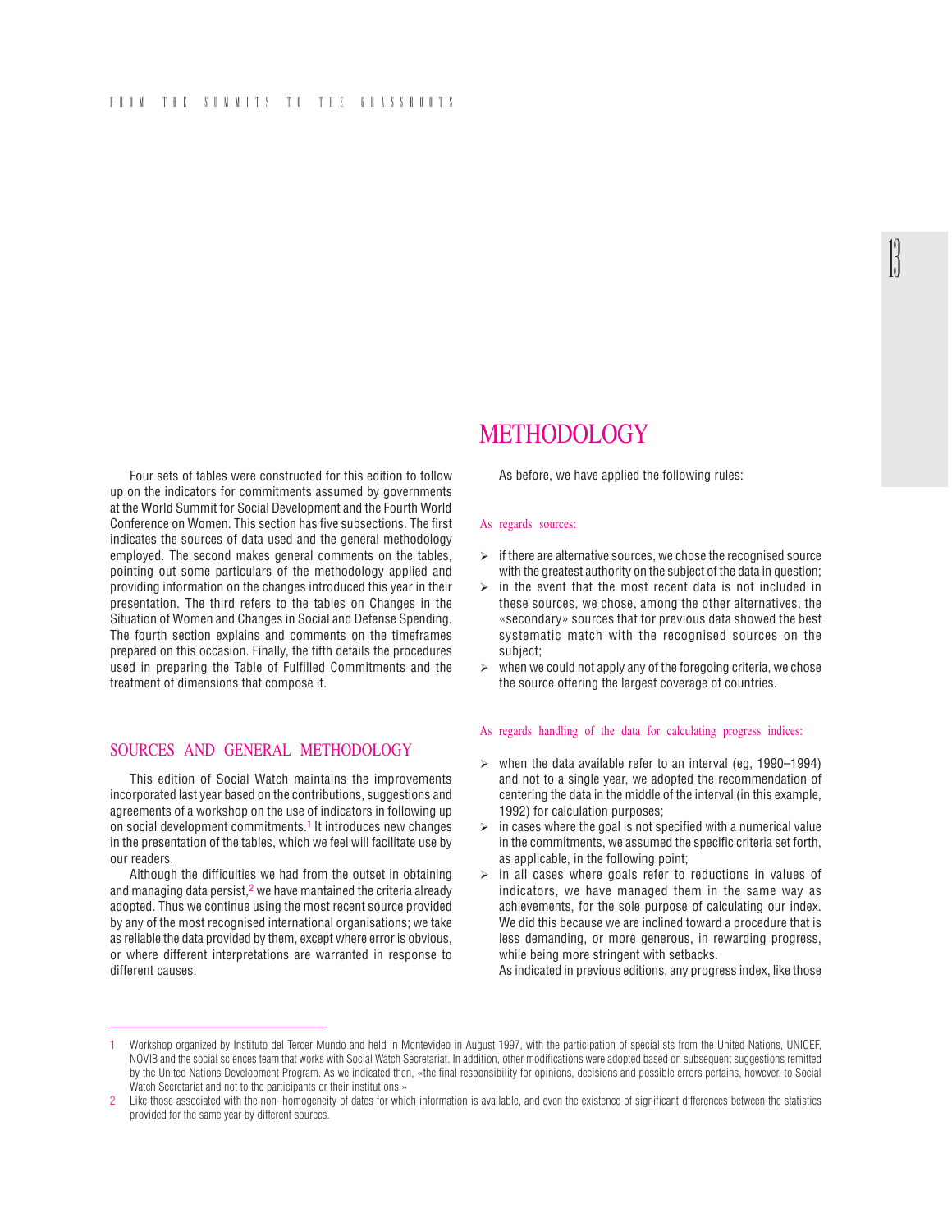# METHODOLOGY

Four sets of tables were constructed for this edition to follow up on the indicators for commitments assumed by governments at the World Summit for Social Development and the Fourth World Conference on Women. This section has five subsections. The first indicates the sources of data used and the general methodology employed. The second makes general comments on the tables, pointing out some particulars of the methodology applied and providing information on the changes introduced this year in their presentation. The third refers to the tables on Changes in the Situation of Women and Changes in Social and Defense Spending. The fourth section explains and comments on the timeframes prepared on this occasion. Finally, the fifth details the procedures used in preparing the Table of Fulfilled Commitments and the treatment of dimensions that compose it.

## SOURCES AND GENERAL METHODOLOGY

This edition of Social Watch maintains the improvements incorporated last year based on the contributions, suggestions and agreements of a workshop on the use of indicators in following up on social development commitments.[1] It introduces new changes in the presentation of the tables, which we feel will facilitate use by our readers.

Although the difficulties we had from the outset in obtaining and managing data persist,[2] we have mantained the criteria already adopted. Thus we continue using the most recent source provided by any of the most recognised international organisations; we take as reliable the data provided by them, except where error is obvious, or where different interpretations are warranted in response to different causes.

As before, we have applied the following rules:

### As regards sources:

- if there are alternative sources, we chose the recognised source with the greatest authority on the subject of the data in question;
- in the event that the most recent data is not included in these sources, we chose, among the other alternatives, the «secondary» sources that for previous data showed the best systematic match with the recognised sources on the subject;
- when we could not apply any of the foregoing criteria, we chose the source offering the largest coverage of countries.

### As regards handling of the data for calculating progress indices:

- when the data available refer to an interval (eg, 1990–1994) and not to a single year, we adopted the recommendation of centering the data in the middle of the interval (in this example, 1992) for calculation purposes;
- in cases where the goal is not specified with a numerical value in the commitments, we assumed the specific criteria set forth, as applicable, in the following point;
- in all cases where goals refer to reductions in values of indicators, we have managed them in the same way as achievements, for the sole purpose of calculating our index. We did this because we are inclined toward a procedure that is less demanding, or more generous, in rewarding progress, while being more stringent with setbacks.

  As indicated in previous editions, any progress index, like those

---

1 Workshop organized by Instituto del Tercer Mundo and held in Montevideo in August 1997, with the participation of specialists from the United Nations, UNICEF, NOVIB and the social sciences team that works with Social Watch Secretariat. In addition, other modifications were adopted based on subsequent suggestions remitted by the United Nations Development Program. As we indicated then, «the final responsibility for opinions, decisions and possible errors pertains, however, to Social Watch Secretariat and not to the participants or their institutions.»

2 Like those associated with the non–homogeneity of dates for which information is available, and even the existence of significant differences between the statistics provided for the same year by different sources.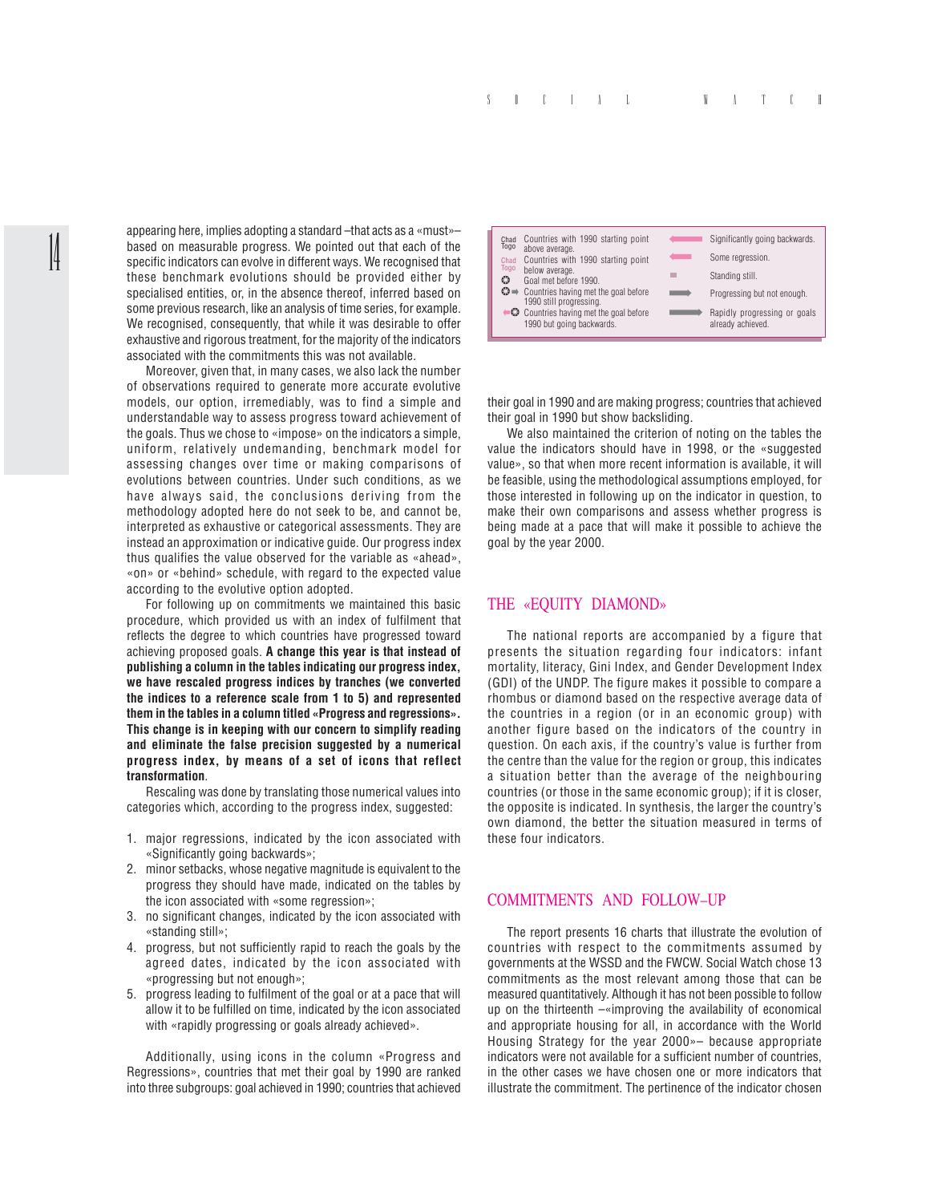appearing here, implies adopting a standard –that acts as a «must»– based on measurable progress. We pointed out that each of the specific indicators can evolve in different ways. We recognised that these benchmark evolutions should be provided either by specialised entities, or, in the absence thereof, inferred based on some previous research, like an analysis of time series, for example. We recognised, consequently, that while it was desirable to offer exhaustive and rigorous treatment, for the majority of the indicators associated with the commitments this was not available.

Moreover, given that, in many cases, we also lack the number of observations required to generate more accurate evolutive models, our option, irremediably, was to find a simple and understandable way to assess progress toward achievement of the goals. Thus we chose to «impose» on the indicators a simple, uniform, relatively undemanding, benchmark model for assessing changes over time or making comparisons of evolutions between countries. Under such conditions, as we have always said, the conclusions deriving from the methodology adopted here do not seek to be, and cannot be, interpreted as exhaustive or categorical assessments. They are instead an approximation or indicative guide. Our progress index thus qualifies the value observed for the variable as «ahead», «on» or «behind» schedule, with regard to the expected value according to the evolutive option adopted.

For following up on commitments we maintained this basic procedure, which provided us with an index of fulfilment that reflects the degree to which countries have progressed toward achieving proposed goals. **A change this year is that instead of publishing a column in the tables indicating our progress index, we have rescaled progress indices by tranches (we converted the indices to a reference scale from 1 to 5) and represented them in the tables in a column titled «Progress and regressions». This change is in keeping with our concern to simplify reading and eliminate the false precision suggested by a numerical progress index, by means of a set of icons that reflect transformation**.

Rescaling was done by translating those numerical values into categories which, according to the progress index, suggested:

1. major regressions, indicated by the icon associated with «Significantly going backwards»;
2. minor setbacks, whose negative magnitude is equivalent to the progress they should have made, indicated on the tables by the icon associated with «some regression»;
3. no significant changes, indicated by the icon associated with «standing still»;
4. progress, but not sufficiently rapid to reach the goals by the agreed dates, indicated by the icon associated with «progressing but not enough»;
5. progress leading to fulfilment of the goal or at a pace that will allow it to be fulfilled on time, indicated by the icon associated with «rapidly progressing or goals already achieved».

Additionally, using icons in the column «Progress and Regressions», countries that met their goal by 1990 are ranked into three subgroups: goal achieved in 1990; countries that achieved their goal in 1990 and are making progress; countries that achieved their goal in 1990 but show backsliding.

| | | | |
|---|---|---|---|
| Chad Togo | Countries with 1990 starting point above average. | | Significantly going backwards. |
| Chad Togo | Countries with 1990 starting point below average. | | Some regression. |
| | Goal met before 1990. | | Standing still. |
| | Countries having met the goal before 1990 still progressing. | | Progressing but not enough. |
| | Countries having met the goal before 1990 but going backwards. | | Rapidly progressing or goals already achieved. |

We also maintained the criterion of noting on the tables the value the indicators should have in 1998, or the «suggested value», so that when more recent information is available, it will be feasible, using the methodological assumptions employed, for those interested in following up on the indicator in question, to make their own comparisons and assess whether progress is being made at a pace that will make it possible to achieve the goal by the year 2000.

## THE «EQUITY DIAMOND»

The national reports are accompanied by a figure that presents the situation regarding four indicators: infant mortality, literacy, Gini Index, and Gender Development Index (GDI) of the UNDP. The figure makes it possible to compare a rhombus or diamond based on the respective average data of the countries in a region (or in an economic group) with another figure based on the indicators of the country in question. On each axis, if the country's value is further from the centre than the value for the region or group, this indicates a situation better than the average of the neighbouring countries (or those in the same economic group); if it is closer, the opposite is indicated. In synthesis, the larger the country's own diamond, the better the situation measured in terms of these four indicators.

## COMMITMENTS AND FOLLOW-UP

The report presents 16 charts that illustrate the evolution of countries with respect to the commitments assumed by governments at the WSSD and the FWCW. Social Watch chose 13 commitments as the most relevant among those that can be measured quantitatively. Although it has not been possible to follow up on the thirteenth –«improving the availability of economical and appropriate housing for all, in accordance with the World Housing Strategy for the year 2000»– because appropriate indicators were not available for a sufficient number of countries, in the other cases we have chosen one or more indicators that illustrate the commitment. The pertinence of the indicator chosen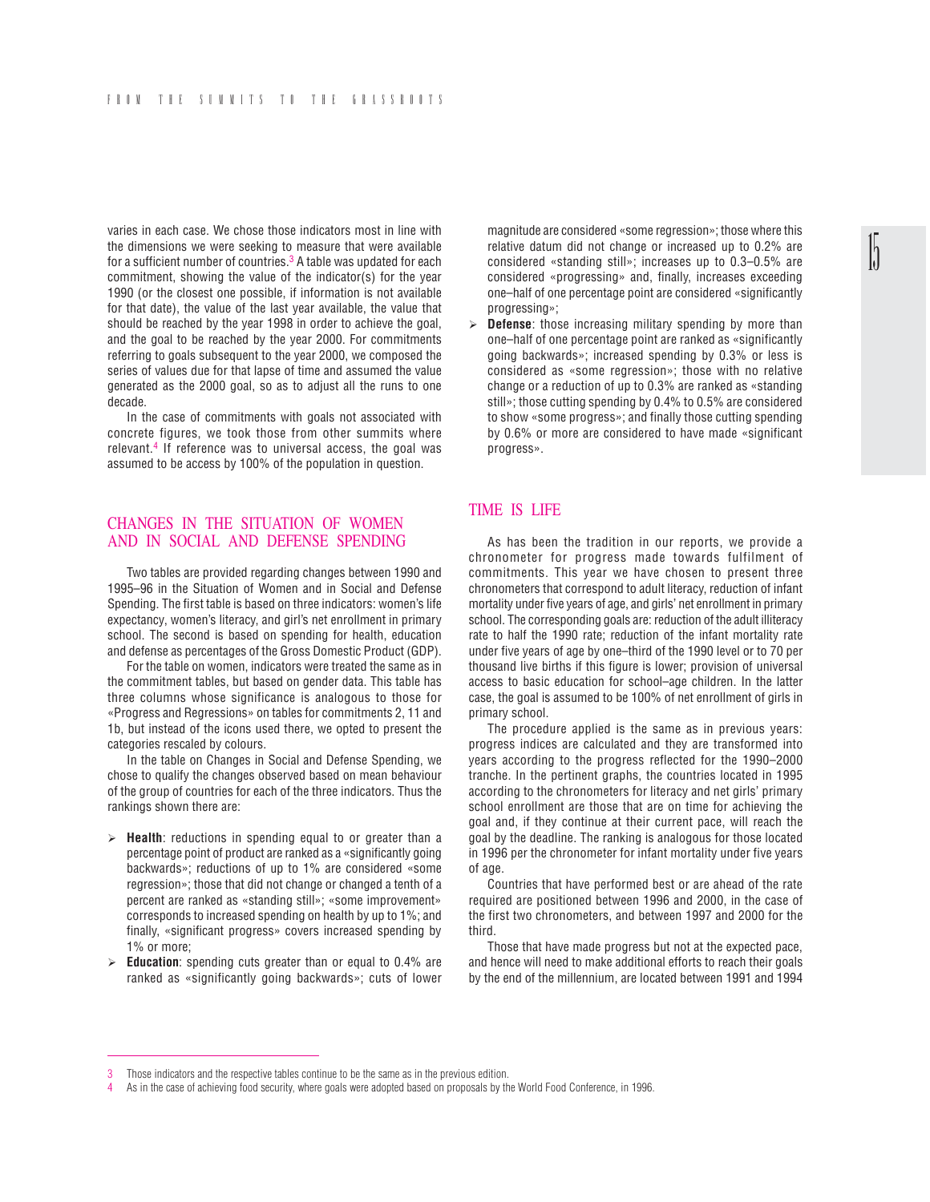varies in each case. We chose those indicators most in line with the dimensions we were seeking to measure that were available for a sufficient number of countries.[3] A table was updated for each commitment, showing the value of the indicator(s) for the year 1990 (or the closest one possible, if information is not available for that date), the value of the last year available, the value that should be reached by the year 1998 in order to achieve the goal, and the goal to be reached by the year 2000. For commitments referring to goals subsequent to the year 2000, we composed the series of values due for that lapse of time and assumed the value generated as the 2000 goal, so as to adjust all the runs to one decade.

In the case of commitments with goals not associated with concrete figures, we took those from other summits where relevant.[4] If reference was to universal access, the goal was assumed to be access by 100% of the population in question.

## CHANGES IN THE SITUATION OF WOMEN AND IN SOCIAL AND DEFENSE SPENDING

Two tables are provided regarding changes between 1990 and 1995–96 in the Situation of Women and in Social and Defense Spending. The first table is based on three indicators: women's life expectancy, women's literacy, and girl's net enrollment in primary school. The second is based on spending for health, education and defense as percentages of the Gross Domestic Product (GDP).

For the table on women, indicators were treated the same as in the commitment tables, but based on gender data. This table has three columns whose significance is analogous to those for «Progress and Regressions» on tables for commitments 2, 11 and 1b, but instead of the icons used there, we opted to present the categories rescaled by colours.

In the table on Changes in Social and Defense Spending, we chose to qualify the changes observed based on mean behaviour of the group of countries for each of the three indicators. Thus the rankings shown there are:

- **Health**: reductions in spending equal to or greater than a percentage point of product are ranked as a «significantly going backwards»; reductions of up to 1% are considered «some regression»; those that did not change or changed a tenth of a percent are ranked as «standing still»; «some improvement» corresponds to increased spending on health by up to 1%; and finally, «significant progress» covers increased spending by 1% or more;
- **Education**: spending cuts greater than or equal to 0.4% are ranked as «significantly going backwards»; cuts of lower magnitude are considered «some regression»; those where this relative datum did not change or increased up to 0.2% are considered «standing still»; increases up to 0.3–0.5% are considered «progressing» and, finally, increases exceeding one–half of one percentage point are considered «significantly progressing»;
- **Defense**: those increasing military spending by more than one–half of one percentage point are ranked as «significantly going backwards»; increased spending by 0.3% or less is considered as «some regression»; those with no relative change or a reduction of up to 0.3% are ranked as «standing still»; those cutting spending by 0.4% to 0.5% are considered to show «some progress»; and finally those cutting spending by 0.6% or more are considered to have made «significant progress».

## TIME IS LIFE

As has been the tradition in our reports, we provide a chronometer for progress made towards fulfilment of commitments. This year we have chosen to present three chronometers that correspond to adult literacy, reduction of infant mortality under five years of age, and girls' net enrollment in primary school. The corresponding goals are: reduction of the adult illiteracy rate to half the 1990 rate; reduction of the infant mortality rate under five years of age by one–third of the 1990 level or to 70 per thousand live births if this figure is lower; provision of universal access to basic education for school–age children. In the latter case, the goal is assumed to be 100% of net enrollment of girls in primary school.

The procedure applied is the same as in previous years: progress indices are calculated and they are transformed into years according to the progress reflected for the 1990–2000 tranche. In the pertinent graphs, the countries located in 1995 according to the chronometers for literacy and net girls' primary school enrollment are those that are on time for achieving the goal and, if they continue at their current pace, will reach the goal by the deadline. The ranking is analogous for those located in 1996 per the chronometer for infant mortality under five years of age.

Countries that have performed best or are ahead of the rate required are positioned between 1996 and 2000, in the case of the first two chronometers, and between 1997 and 2000 for the third.

Those that have made progress but not at the expected pace, and hence will need to make additional efforts to reach their goals by the end of the millennium, are located between 1991 and 1994

---

3 Those indicators and the respective tables continue to be the same as in the previous edition.

4 As in the case of achieving food security, where goals were adopted based on proposals by the World Food Conference, in 1996.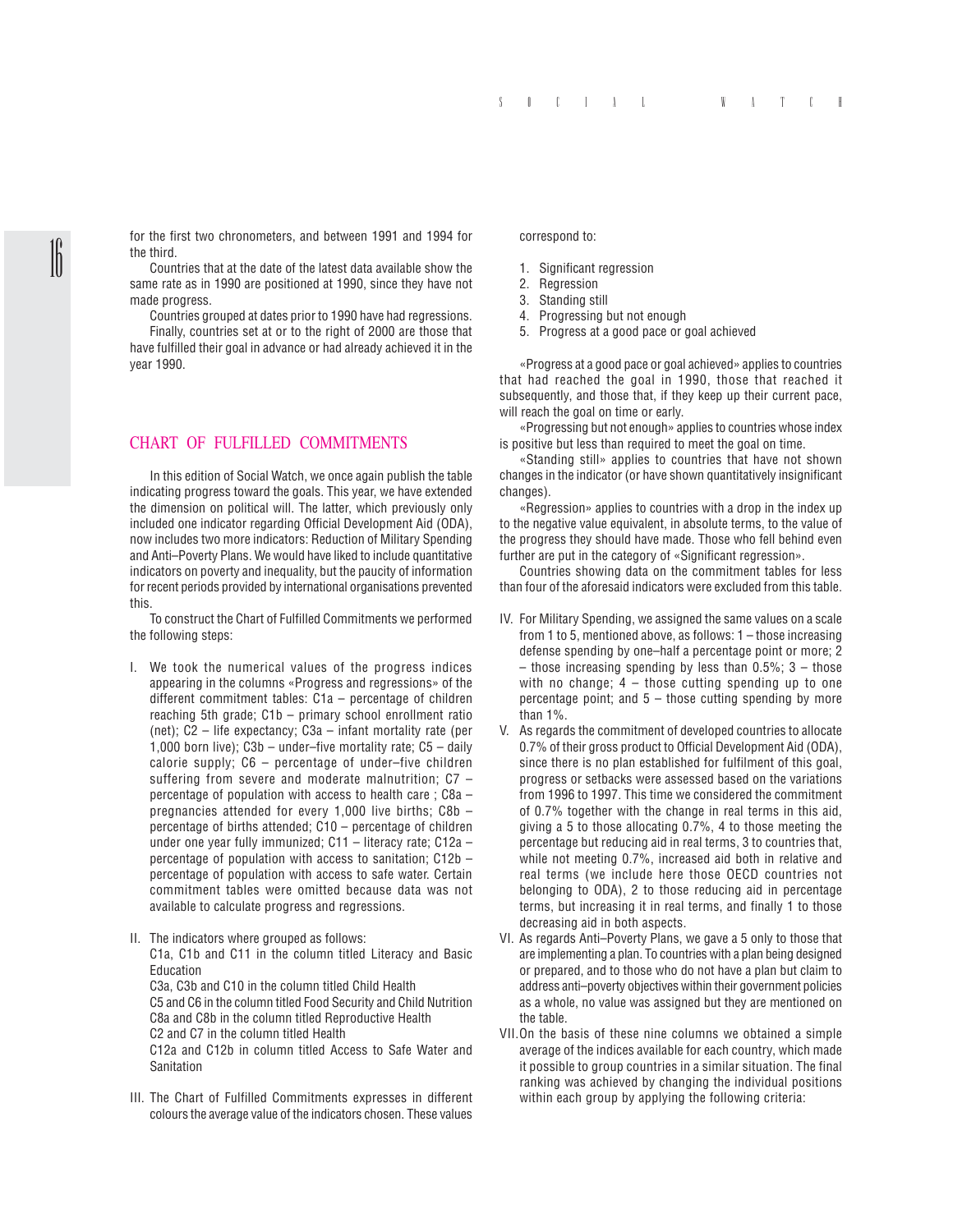for the first two chronometers, and between 1991 and 1994 for the third.

Countries that at the date of the latest data available show the same rate as in 1990 are positioned at 1990, since they have not made progress.

Countries grouped at dates prior to 1990 have had regressions.

Finally, countries set at or to the right of 2000 are those that have fulfilled their goal in advance or had already achieved it in the year 1990.

## CHART OF FULFILLED COMMITMENTS

In this edition of Social Watch, we once again publish the table indicating progress toward the goals. This year, we have extended the dimension on political will. The latter, which previously only included one indicator regarding Official Development Aid (ODA), now includes two more indicators: Reduction of Military Spending and Anti–Poverty Plans. We would have liked to include quantitative indicators on poverty and inequality, but the paucity of information for recent periods provided by international organisations prevented this.

To construct the Chart of Fulfilled Commitments we performed the following steps:

I. We took the numerical values of the progress indices appearing in the columns «Progress and regressions» of the different commitment tables: C1a – percentage of children reaching 5th grade; C1b – primary school enrollment ratio (net); C2 – life expectancy; C3a – infant mortality rate (per 1,000 born live); C3b – under–five mortality rate; C5 – daily calorie supply; C6 – percentage of under–five children suffering from severe and moderate malnutrition; C7 – percentage of population with access to health care ; C8a – pregnancies attended for every 1,000 live births; C8b – percentage of births attended; C10 – percentage of children under one year fully immunized; C11 – literacy rate; C12a – percentage of population with access to sanitation; C12b – percentage of population with access to safe water. Certain commitment tables were omitted because data was not available to calculate progress and regressions.

II. The indicators where grouped as follows:
C1a, C1b and C11 in the column titled Literacy and Basic Education
C3a, C3b and C10 in the column titled Child Health
C5 and C6 in the column titled Food Security and Child Nutrition
C8a and C8b in the column titled Reproductive Health
C2 and C7 in the column titled Health
C12a and C12b in column titled Access to Safe Water and Sanitation

III. The Chart of Fulfilled Commitments expresses in different colours the average value of the indicators chosen. These values correspond to:

1. Significant regression
2. Regression
3. Standing still
4. Progressing but not enough
5. Progress at a good pace or goal achieved

«Progress at a good pace or goal achieved» applies to countries that had reached the goal in 1990, those that reached it subsequently, and those that, if they keep up their current pace, will reach the goal on time or early.

«Progressing but not enough» applies to countries whose index is positive but less than required to meet the goal on time.

«Standing still» applies to countries that have not shown changes in the indicator (or have shown quantitatively insignificant changes).

«Regression» applies to countries with a drop in the index up to the negative value equivalent, in absolute terms, to the value of the progress they should have made. Those who fell behind even further are put in the category of «Significant regression».

Countries showing data on the commitment tables for less than four of the aforesaid indicators were excluded from this table.

IV. For Military Spending, we assigned the same values on a scale from 1 to 5, mentioned above, as follows: 1 – those increasing defense spending by one–half a percentage point or more; 2 – those increasing spending by less than 0.5%; 3 – those with no change; 4 – those cutting spending up to one percentage point; and 5 – those cutting spending by more than 1%.

V. As regards the commitment of developed countries to allocate 0.7% of their gross product to Official Development Aid (ODA), since there is no plan established for fulfilment of this goal, progress or setbacks were assessed based on the variations from 1996 to 1997. This time we considered the commitment of 0.7% together with the change in real terms in this aid, giving a 5 to those allocating 0.7%, 4 to those meeting the percentage but reducing aid in real terms, 3 to countries that, while not meeting 0.7%, increased aid both in relative and real terms (we include here those OECD countries not belonging to ODA), 2 to those reducing aid in percentage terms, but increasing it in real terms, and finally 1 to those decreasing aid in both aspects.

VI. As regards Anti–Poverty Plans, we gave a 5 only to those that are implementing a plan. To countries with a plan being designed or prepared, and to those who do not have a plan but claim to address anti–poverty objectives within their government policies as a whole, no value was assigned but they are mentioned on the table.

VII. On the basis of these nine columns we obtained a simple average of the indices available for each country, which made it possible to group countries in a similar situation. The final ranking was achieved by changing the individual positions within each group by applying the following criteria: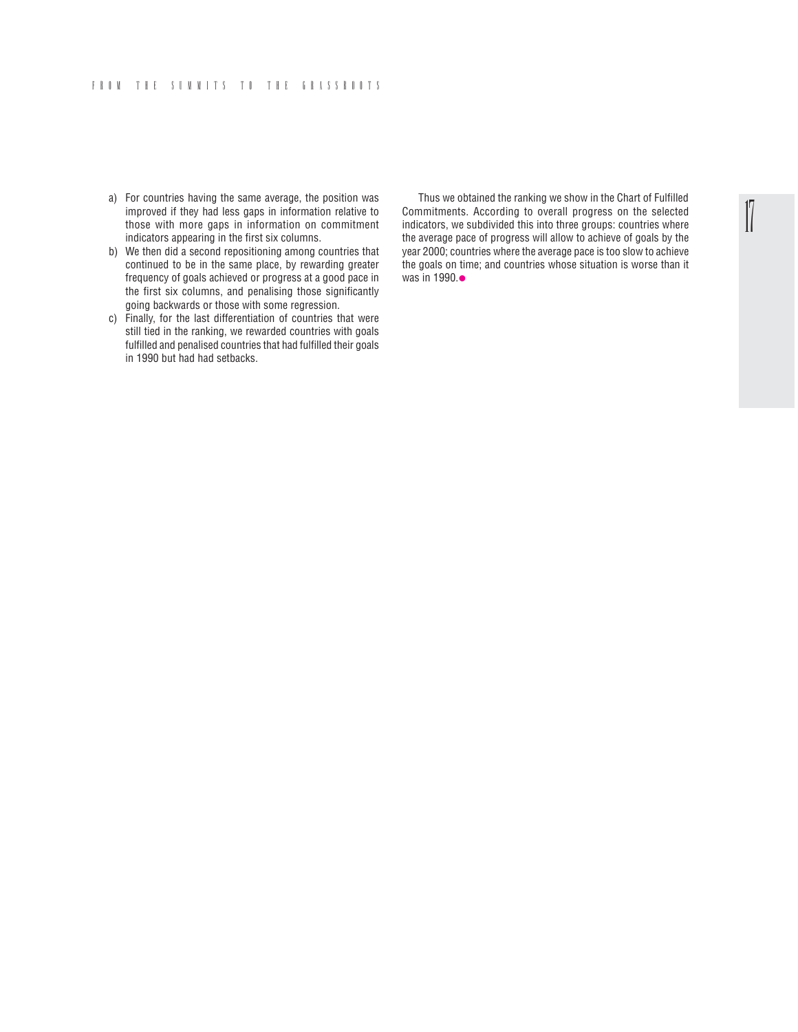a) For countries having the same average, the position was improved if they had less gaps in information relative to those with more gaps in information on commitment indicators appearing in the first six columns.
b) We then did a second repositioning among countries that continued to be in the same place, by rewarding greater frequency of goals achieved or progress at a good pace in the first six columns, and penalising those significantly going backwards or those with some regression.
c) Finally, for the last differentiation of countries that were still tied in the ranking, we rewarded countries with goals fulfilled and penalised countries that had fulfilled their goals in 1990 but had had setbacks.

Thus we obtained the ranking we show in the Chart of Fulfilled Commitments. According to overall progress on the selected indicators, we subdivided this into three groups: countries where the average pace of progress will allow to achieve of goals by the year 2000; countries where the average pace is too slow to achieve the goals on time; and countries whose situation is worse than it was in 1990.